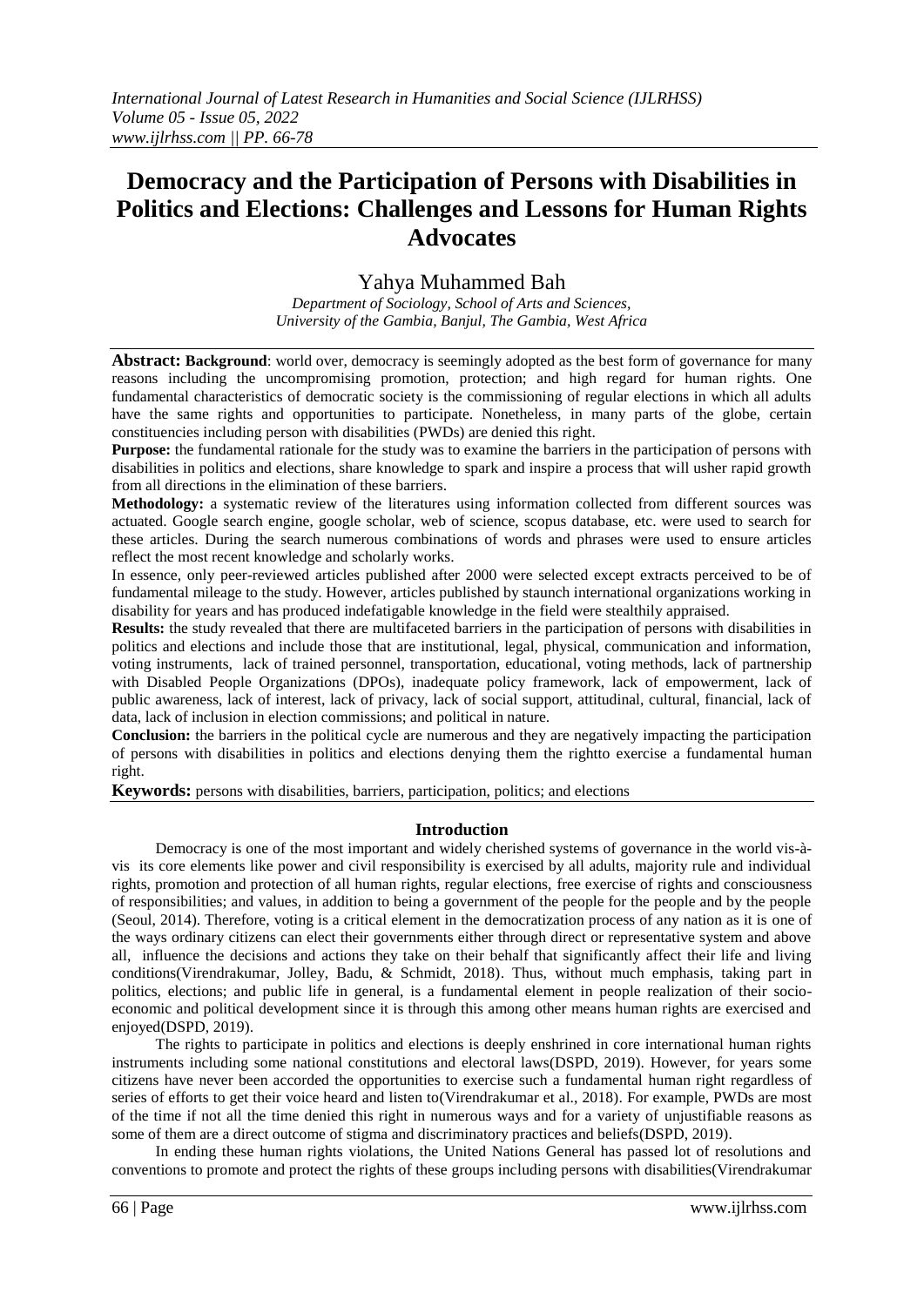# Democracy and the Participation of Persons with Disabilities in Politics and Elections: Challenges and Lessons for Human Rights Advocates

Yahya Muhammed Bah

*Department of Sociology, School of Arts and Sciences, University of the Gambia, Banjul, The Gambia, West Africa*

**Abstract: Background**: world over, democracy is seemingly adopted as the best form of governance for many reasons including the uncompromising promotion, protection; and high regard for human rights. One fundamental characteristics of democratic society is the commissioning of regular elections in which all adults have the same rights and opportunities to participate. Nonetheless, in many parts of the globe, certain constituencies including person with disabilities (PWDs) are denied this right.

**Purpose:** the fundamental rationale for the study was to examine the barriers in the participation of persons with disabilities in politics and elections, share knowledge to spark and inspire a process that will usher rapid growth from all directions in the elimination of these barriers.

**Methodology:** a systematic review of the literatures using information collected from different sources was actuated. Google search engine, google scholar, web of science, scopus database, etc. were used to search for these articles. During the search numerous combinations of words and phrases were used to ensure articles reflect the most recent knowledge and scholarly works.

In essence, only peer-reviewed articles published after 2000 were selected except extracts perceived to be of fundamental mileage to the study. However, articles published by staunch international organizations working in disability for years and has produced indefatigable knowledge in the field were stealthily appraised.

**Results:** the study revealed that there are multifaceted barriers in the participation of persons with disabilities in politics and elections and include those that are institutional, legal, physical, communication and information, voting instruments, lack of trained personnel, transportation, educational, voting methods, lack of partnership with Disabled People Organizations (DPOs), inadequate policy framework, lack of empowerment, lack of public awareness, lack of interest, lack of privacy, lack of social support, attitudinal, cultural, financial, lack of data, lack of inclusion in election commissions; and political in nature.

**Conclusion:** the barriers in the political cycle are numerous and they are negatively impacting the participation of persons with disabilities in politics and elections denying them the rightto exercise a fundamental human right.

**Keywords:** persons with disabilities, barriers, participation, politics; and elections

## Introduction

Democracy is one of the most important and widely cherished systems of governance in the world vis-à-vis its core elements like power and civil responsibility is exercised by all adults, majority rule and individual rights, promotion and protection of all human rights, regular elections, free exercise of rights and consciousness of responsibilities; and values, in addition to being a government of the people for the people and by the people (Seoul, 2014). Therefore, voting is a critical element in the democratization process of any nation as it is one of the ways ordinary citizens can elect their governments either through direct or representative system and above all, influence the decisions and actions they take on their behalf that significantly affect their life and living conditions(Virendrakumar, Jolley, Badu, & Schmidt, 2018). Thus, without much emphasis, taking part in politics, elections; and public life in general, is a fundamental element in people realization of their socio-economic and political development since it is through this among other means human rights are exercised and enjoyed(DSPD, 2019).

The rights to participate in politics and elections is deeply enshrined in core international human rights instruments including some national constitutions and electoral laws(DSPD, 2019). However, for years some citizens have never been accorded the opportunities to exercise such a fundamental human right regardless of series of efforts to get their voice heard and listen to(Virendrakumar et al., 2018). For example, PWDs are most of the time if not all the time denied this right in numerous ways and for a variety of unjustifiable reasons as some of them are a direct outcome of stigma and discriminatory practices and beliefs(DSPD, 2019).

In ending these human rights violations, the United Nations General has passed lot of resolutions and conventions to promote and protect the rights of these groups including persons with disabilities(Virendrakumar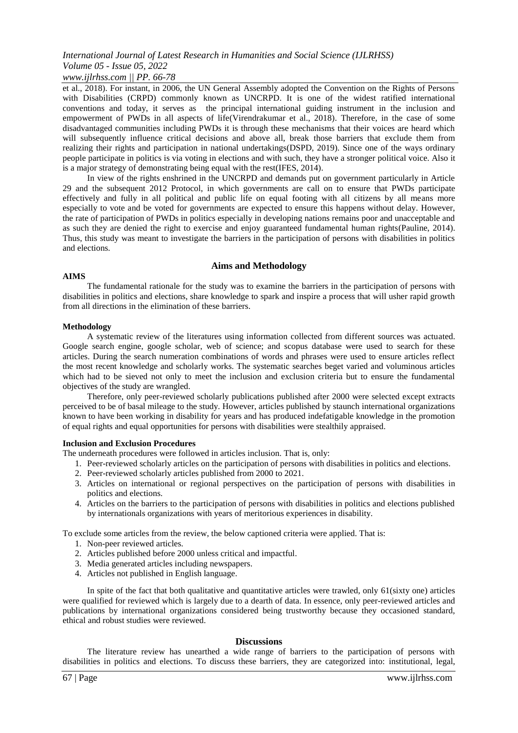et al., 2018). For instant, in 2006, the UN General Assembly adopted the Convention on the Rights of Persons with Disabilities (CRPD) commonly known as UNCRPD. It is one of the widest ratified international conventions and today, it serves as the principal international guiding instrument in the inclusion and empowerment of PWDs in all aspects of life(Virendrakumar et al., 2018). Therefore, in the case of some disadvantaged communities including PWDs it is through these mechanisms that their voices are heard which will subsequently influence critical decisions and above all, break those barriers that exclude them from realizing their rights and participation in national undertakings(DSPD, 2019). Since one of the ways ordinary people participate in politics is via voting in elections and with such, they have a stronger political voice. Also it is a major strategy of demonstrating being equal with the rest(IFES, 2014).

In view of the rights enshrined in the UNCRPD and demands put on government particularly in Article 29 and the subsequent 2012 Protocol, in which governments are call on to ensure that PWDs participate effectively and fully in all political and public life on equal footing with all citizens by all means more especially to vote and be voted for governments are expected to ensure this happens without delay. However, the rate of participation of PWDs in politics especially in developing nations remains poor and unacceptable and as such they are denied the right to exercise and enjoy guaranteed fundamental human rights(Pauline, 2014). Thus, this study was meant to investigate the barriers in the participation of persons with disabilities in politics and elections.

## Aims and Methodology

### AIMS

The fundamental rationale for the study was to examine the barriers in the participation of persons with disabilities in politics and elections, share knowledge to spark and inspire a process that will usher rapid growth from all directions in the elimination of these barriers.

### Methodology

A systematic review of the literatures using information collected from different sources was actuated. Google search engine, google scholar, web of science; and scopus database were used to search for these articles. During the search numeration combinations of words and phrases were used to ensure articles reflect the most recent knowledge and scholarly works. The systematic searches beget varied and voluminous articles which had to be sieved not only to meet the inclusion and exclusion criteria but to ensure the fundamental objectives of the study are wrangled.

Therefore, only peer-reviewed scholarly publications published after 2000 were selected except extracts perceived to be of basal mileage to the study. However, articles published by staunch international organizations known to have been working in disability for years and has produced indefatigable knowledge in the promotion of equal rights and equal opportunities for persons with disabilities were stealthily appraised.

### Inclusion and Exclusion Procedures

The underneath procedures were followed in articles inclusion. That is, only:

1. Peer-reviewed scholarly articles on the participation of persons with disabilities in politics and elections.
2. Peer-reviewed scholarly articles published from 2000 to 2021.
3. Articles on international or regional perspectives on the participation of persons with disabilities in politics and elections.
4. Articles on the barriers to the participation of persons with disabilities in politics and elections published by internationals organizations with years of meritorious experiences in disability.

To exclude some articles from the review, the below captioned criteria were applied. That is:

1. Non-peer reviewed articles.
2. Articles published before 2000 unless critical and impactful.
3. Media generated articles including newspapers.
4. Articles not published in English language.

In spite of the fact that both qualitative and quantitative articles were trawled, only 61(sixty one) articles were qualified for reviewed which is largely due to a dearth of data. In essence, only peer-reviewed articles and publications by international organizations considered being trustworthy because they occasioned standard, ethical and robust studies were reviewed.

## Discussions

The literature review has unearthed a wide range of barriers to the participation of persons with disabilities in politics and elections. To discuss these barriers, they are categorized into: institutional, legal,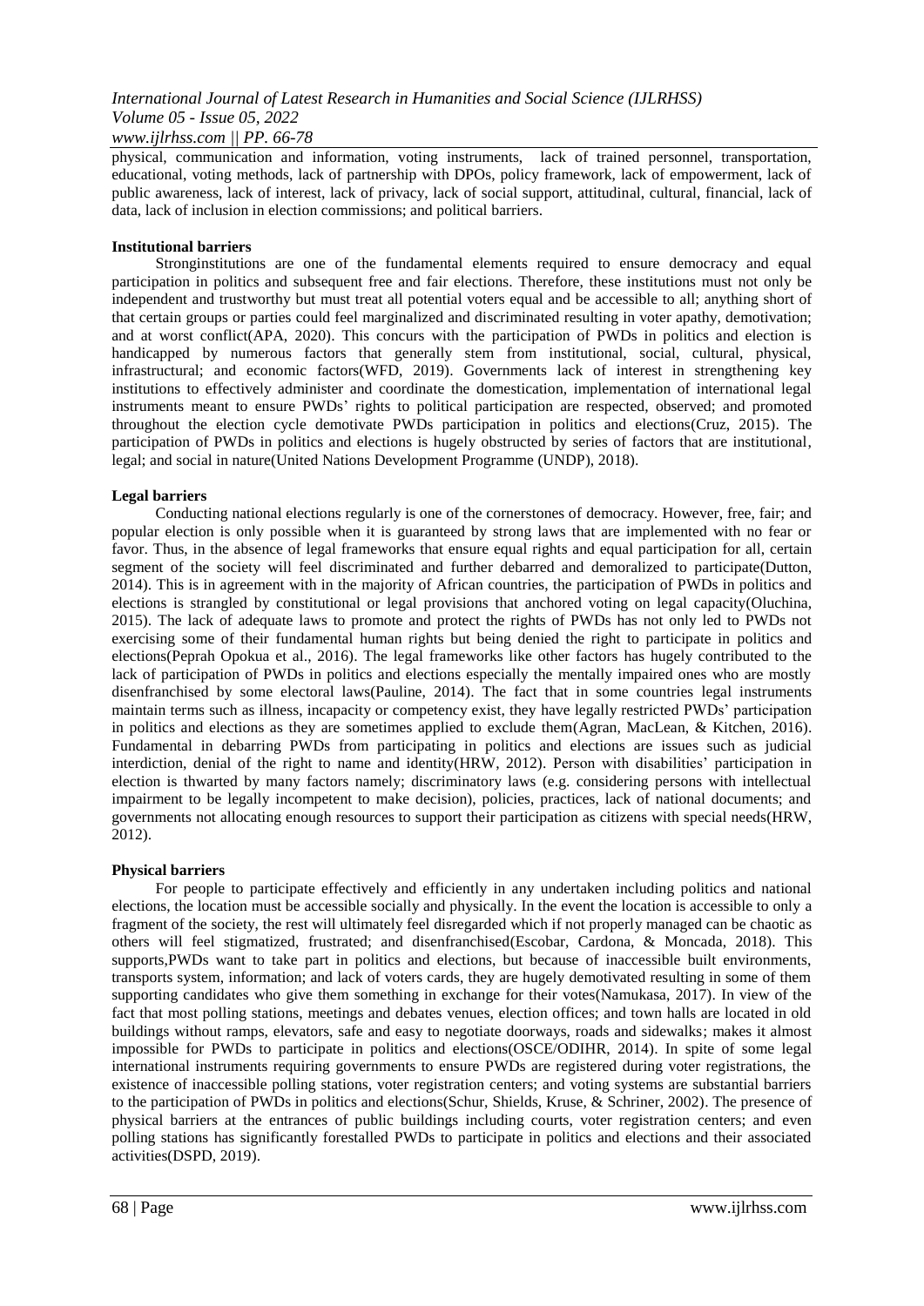physical, communication and information, voting instruments, lack of trained personnel, transportation, educational, voting methods, lack of partnership with DPOs, policy framework, lack of empowerment, lack of public awareness, lack of interest, lack of privacy, lack of social support, attitudinal, cultural, financial, lack of data, lack of inclusion in election commissions; and political barriers.

**Institutional barriers**

Stronginstitutions are one of the fundamental elements required to ensure democracy and equal participation in politics and subsequent free and fair elections. Therefore, these institutions must not only be independent and trustworthy but must treat all potential voters equal and be accessible to all; anything short of that certain groups or parties could feel marginalized and discriminated resulting in voter apathy, demotivation; and at worst conflict(APA, 2020). This concurs with the participation of PWDs in politics and election is handicapped by numerous factors that generally stem from institutional, social, cultural, physical, infrastructural; and economic factors(WFD, 2019). Governments lack of interest in strengthening key institutions to effectively administer and coordinate the domestication, implementation of international legal instruments meant to ensure PWDs' rights to political participation are respected, observed; and promoted throughout the election cycle demotivate PWDs participation in politics and elections(Cruz, 2015). The participation of PWDs in politics and elections is hugely obstructed by series of factors that are institutional, legal; and social in nature(United Nations Development Programme (UNDP), 2018).

**Legal barriers**

Conducting national elections regularly is one of the cornerstones of democracy. However, free, fair; and popular election is only possible when it is guaranteed by strong laws that are implemented with no fear or favor. Thus, in the absence of legal frameworks that ensure equal rights and equal participation for all, certain segment of the society will feel discriminated and further debarred and demoralized to participate(Dutton, 2014). This is in agreement with in the majority of African countries, the participation of PWDs in politics and elections is strangled by constitutional or legal provisions that anchored voting on legal capacity(Oluchina, 2015). The lack of adequate laws to promote and protect the rights of PWDs has not only led to PWDs not exercising some of their fundamental human rights but being denied the right to participate in politics and elections(Peprah Opokua et al., 2016). The legal frameworks like other factors has hugely contributed to the lack of participation of PWDs in politics and elections especially the mentally impaired ones who are mostly disenfranchised by some electoral laws(Pauline, 2014). The fact that in some countries legal instruments maintain terms such as illness, incapacity or competency exist, they have legally restricted PWDs' participation in politics and elections as they are sometimes applied to exclude them(Agran, MacLean, & Kitchen, 2016). Fundamental in debarring PWDs from participating in politics and elections are issues such as judicial interdiction, denial of the right to name and identity(HRW, 2012). Person with disabilities' participation in election is thwarted by many factors namely; discriminatory laws (e.g. considering persons with intellectual impairment to be legally incompetent to make decision), policies, practices, lack of national documents; and governments not allocating enough resources to support their participation as citizens with special needs(HRW, 2012).

**Physical barriers**

For people to participate effectively and efficiently in any undertaken including politics and national elections, the location must be accessible socially and physically. In the event the location is accessible to only a fragment of the society, the rest will ultimately feel disregarded which if not properly managed can be chaotic as others will feel stigmatized, frustrated; and disenfranchised(Escobar, Cardona, & Moncada, 2018). This supports,PWDs want to take part in politics and elections, but because of inaccessible built environments, transports system, information; and lack of voters cards, they are hugely demotivated resulting in some of them supporting candidates who give them something in exchange for their votes(Namukasa, 2017). In view of the fact that most polling stations, meetings and debates venues, election offices; and town halls are located in old buildings without ramps, elevators, safe and easy to negotiate doorways, roads and sidewalks; makes it almost impossible for PWDs to participate in politics and elections(OSCE/ODIHR, 2014). In spite of some legal international instruments requiring governments to ensure PWDs are registered during voter registrations, the existence of inaccessible polling stations, voter registration centers; and voting systems are substantial barriers to the participation of PWDs in politics and elections(Schur, Shields, Kruse, & Schriner, 2002). The presence of physical barriers at the entrances of public buildings including courts, voter registration centers; and even polling stations has significantly forestalled PWDs to participate in politics and elections and their associated activities(DSPD, 2019).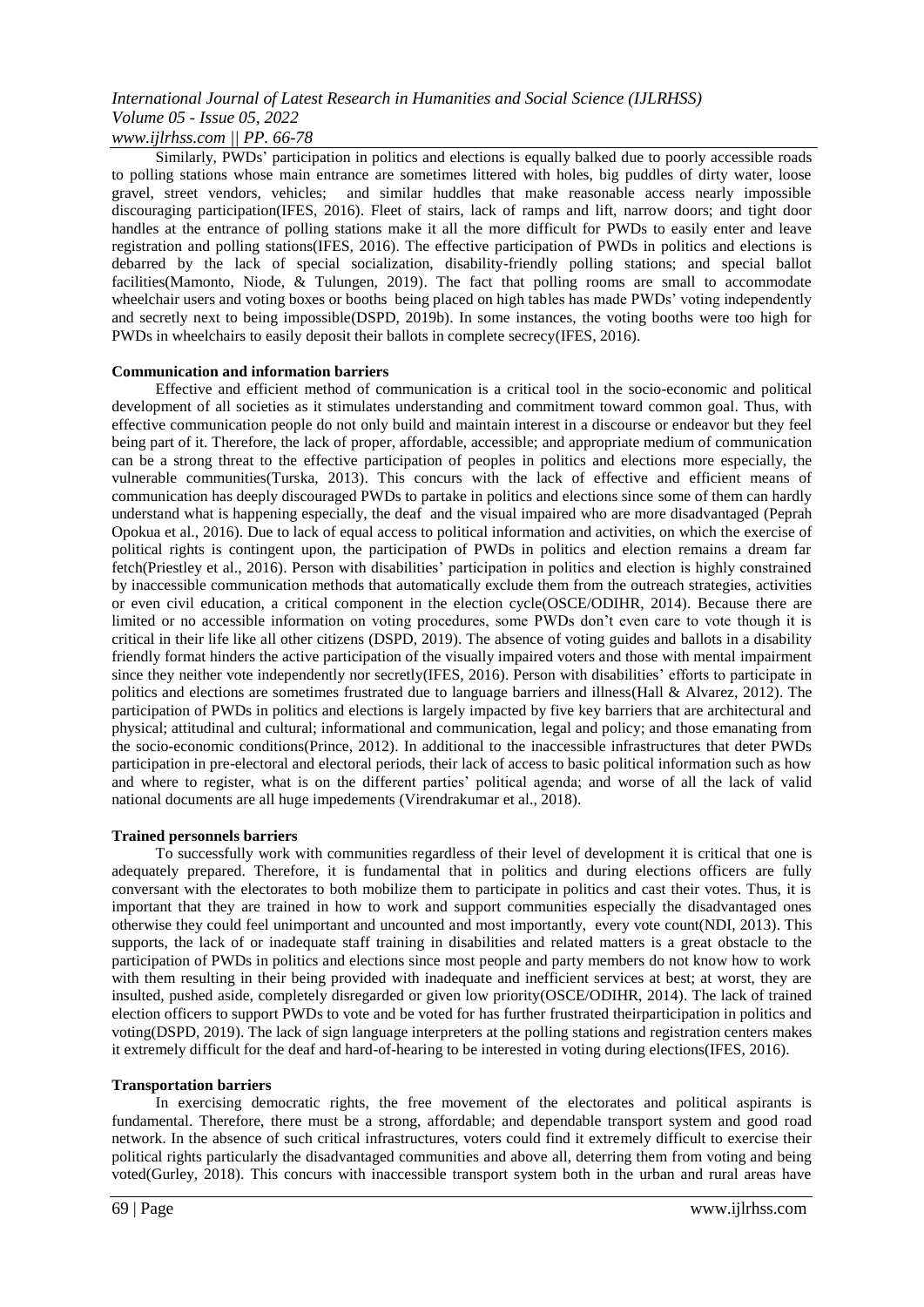Similarly, PWDs' participation in politics and elections is equally balked due to poorly accessible roads to polling stations whose main entrance are sometimes littered with holes, big puddles of dirty water, loose gravel, street vendors, vehicles; and similar huddles that make reasonable access nearly impossible discouraging participation(IFES, 2016). Fleet of stairs, lack of ramps and lift, narrow doors; and tight door handles at the entrance of polling stations make it all the more difficult for PWDs to easily enter and leave registration and polling stations(IFES, 2016). The effective participation of PWDs in politics and elections is debarred by the lack of special socialization, disability-friendly polling stations; and special ballot facilities(Mamonto, Niode, & Tulungen, 2019). The fact that polling rooms are small to accommodate wheelchair users and voting boxes or booths being placed on high tables has made PWDs' voting independently and secretly next to being impossible(DSPD, 2019b). In some instances, the voting booths were too high for PWDs in wheelchairs to easily deposit their ballots in complete secrecy(IFES, 2016).

**Communication and information barriers**

Effective and efficient method of communication is a critical tool in the socio-economic and political development of all societies as it stimulates understanding and commitment toward common goal. Thus, with effective communication people do not only build and maintain interest in a discourse or endeavor but they feel being part of it. Therefore, the lack of proper, affordable, accessible; and appropriate medium of communication can be a strong threat to the effective participation of peoples in politics and elections more especially, the vulnerable communities(Turska, 2013). This concurs with the lack of effective and efficient means of communication has deeply discouraged PWDs to partake in politics and elections since some of them can hardly understand what is happening especially, the deaf and the visual impaired who are more disadvantaged (Peprah Opokua et al., 2016). Due to lack of equal access to political information and activities, on which the exercise of political rights is contingent upon, the participation of PWDs in politics and election remains a dream far fetch(Priestley et al., 2016). Person with disabilities' participation in politics and election is highly constrained by inaccessible communication methods that automatically exclude them from the outreach strategies, activities or even civil education, a critical component in the election cycle(OSCE/ODIHR, 2014). Because there are limited or no accessible information on voting procedures, some PWDs don't even care to vote though it is critical in their life like all other citizens (DSPD, 2019). The absence of voting guides and ballots in a disability friendly format hinders the active participation of the visually impaired voters and those with mental impairment since they neither vote independently nor secretly(IFES, 2016). Person with disabilities' efforts to participate in politics and elections are sometimes frustrated due to language barriers and illness(Hall & Alvarez, 2012). The participation of PWDs in politics and elections is largely impacted by five key barriers that are architectural and physical; attitudinal and cultural; informational and communication, legal and policy; and those emanating from the socio-economic conditions(Prince, 2012). In additional to the inaccessible infrastructures that deter PWDs participation in pre-electoral and electoral periods, their lack of access to basic political information such as how and where to register, what is on the different parties' political agenda; and worse of all the lack of valid national documents are all huge impedements (Virendrakumar et al., 2018).

**Trained personnels barriers**

To successfully work with communities regardless of their level of development it is critical that one is adequately prepared. Therefore, it is fundamental that in politics and during elections officers are fully conversant with the electorates to both mobilize them to participate in politics and cast their votes. Thus, it is important that they are trained in how to work and support communities especially the disadvantaged ones otherwise they could feel unimportant and uncounted and most importantly, every vote count(NDI, 2013). This supports, the lack of or inadequate staff training in disabilities and related matters is a great obstacle to the participation of PWDs in politics and elections since most people and party members do not know how to work with them resulting in their being provided with inadequate and inefficient services at best; at worst, they are insulted, pushed aside, completely disregarded or given low priority(OSCE/ODIHR, 2014). The lack of trained election officers to support PWDs to vote and be voted for has further frustrated theirparticipation in politics and voting(DSPD, 2019). The lack of sign language interpreters at the polling stations and registration centers makes it extremely difficult for the deaf and hard-of-hearing to be interested in voting during elections(IFES, 2016).

**Transportation barriers**

In exercising democratic rights, the free movement of the electorates and political aspirants is fundamental. Therefore, there must be a strong, affordable; and dependable transport system and good road network. In the absence of such critical infrastructures, voters could find it extremely difficult to exercise their political rights particularly the disadvantaged communities and above all, deterring them from voting and being voted(Gurley, 2018). This concurs with inaccessible transport system both in the urban and rural areas have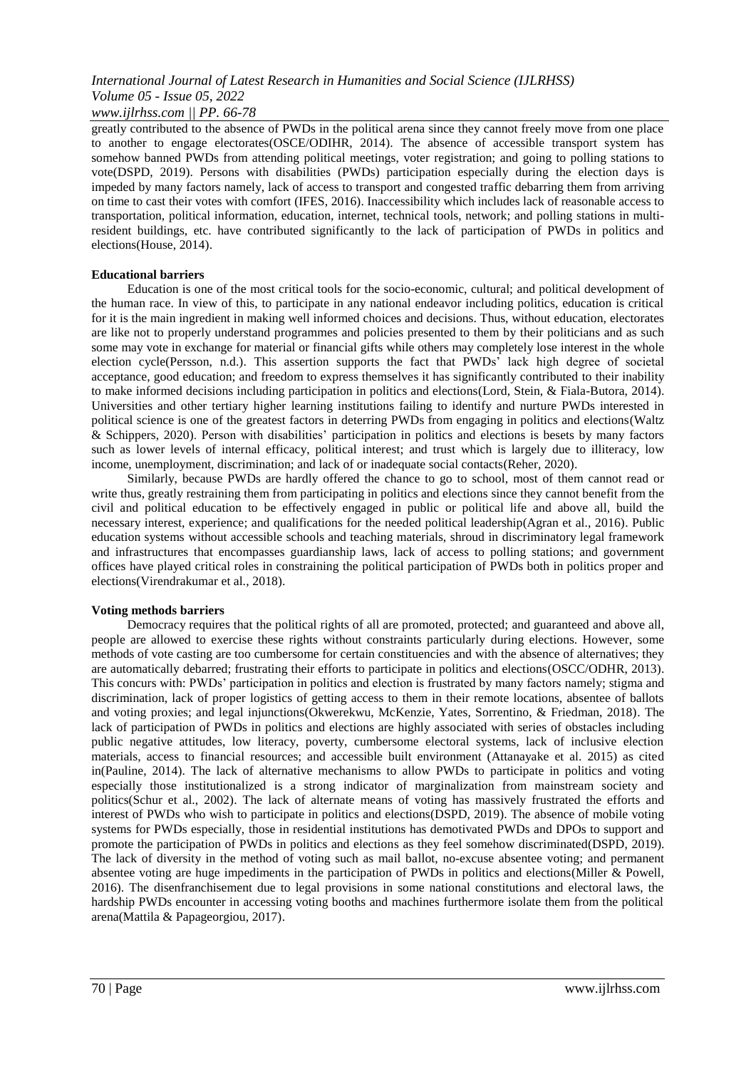greatly contributed to the absence of PWDs in the political arena since they cannot freely move from one place to another to engage electorates(OSCE/ODIHR, 2014). The absence of accessible transport system has somehow banned PWDs from attending political meetings, voter registration; and going to polling stations to vote(DSPD, 2019). Persons with disabilities (PWDs) participation especially during the election days is impeded by many factors namely, lack of access to transport and congested traffic debarring them from arriving on time to cast their votes with comfort (IFES, 2016). Inaccessibility which includes lack of reasonable access to transportation, political information, education, internet, technical tools, network; and polling stations in multi-resident buildings, etc. have contributed significantly to the lack of participation of PWDs in politics and elections(House, 2014).

**Educational barriers**

Education is one of the most critical tools for the socio-economic, cultural; and political development of the human race. In view of this, to participate in any national endeavor including politics, education is critical for it is the main ingredient in making well informed choices and decisions. Thus, without education, electorates are like not to properly understand programmes and policies presented to them by their politicians and as such some may vote in exchange for material or financial gifts while others may completely lose interest in the whole election cycle(Persson, n.d.). This assertion supports the fact that PWDs' lack high degree of societal acceptance, good education; and freedom to express themselves it has significantly contributed to their inability to make informed decisions including participation in politics and elections(Lord, Stein, & Fiala-Butora, 2014). Universities and other tertiary higher learning institutions failing to identify and nurture PWDs interested in political science is one of the greatest factors in deterring PWDs from engaging in politics and elections(Waltz & Schippers, 2020). Person with disabilities' participation in politics and elections is besets by many factors such as lower levels of internal efficacy, political interest; and trust which is largely due to illiteracy, low income, unemployment, discrimination; and lack of or inadequate social contacts(Reher, 2020).

Similarly, because PWDs are hardly offered the chance to go to school, most of them cannot read or write thus, greatly restraining them from participating in politics and elections since they cannot benefit from the civil and political education to be effectively engaged in public or political life and above all, build the necessary interest, experience; and qualifications for the needed political leadership(Agran et al., 2016). Public education systems without accessible schools and teaching materials, shroud in discriminatory legal framework and infrastructures that encompasses guardianship laws, lack of access to polling stations; and government offices have played critical roles in constraining the political participation of PWDs both in politics proper and elections(Virendrakumar et al., 2018).

**Voting methods barriers**

Democracy requires that the political rights of all are promoted, protected; and guaranteed and above all, people are allowed to exercise these rights without constraints particularly during elections. However, some methods of vote casting are too cumbersome for certain constituencies and with the absence of alternatives; they are automatically debarred; frustrating their efforts to participate in politics and elections(OSCC/ODHR, 2013). This concurs with: PWDs' participation in politics and election is frustrated by many factors namely; stigma and discrimination, lack of proper logistics of getting access to them in their remote locations, absentee of ballots and voting proxies; and legal injunctions(Okwerekwu, McKenzie, Yates, Sorrentino, & Friedman, 2018). The lack of participation of PWDs in politics and elections are highly associated with series of obstacles including public negative attitudes, low literacy, poverty, cumbersome electoral systems, lack of inclusive election materials, access to financial resources; and accessible built environment (Attanayake et al. 2015) as cited in(Pauline, 2014). The lack of alternative mechanisms to allow PWDs to participate in politics and voting especially those institutionalized is a strong indicator of marginalization from mainstream society and politics(Schur et al., 2002). The lack of alternate means of voting has massively frustrated the efforts and interest of PWDs who wish to participate in politics and elections(DSPD, 2019). The absence of mobile voting systems for PWDs especially, those in residential institutions has demotivated PWDs and DPOs to support and promote the participation of PWDs in politics and elections as they feel somehow discriminated(DSPD, 2019). The lack of diversity in the method of voting such as mail ballot, no-excuse absentee voting; and permanent absentee voting are huge impediments in the participation of PWDs in politics and elections(Miller & Powell, 2016). The disenfranchisement due to legal provisions in some national constitutions and electoral laws, the hardship PWDs encounter in accessing voting booths and machines furthermore isolate them from the political arena(Mattila & Papageorgiou, 2017).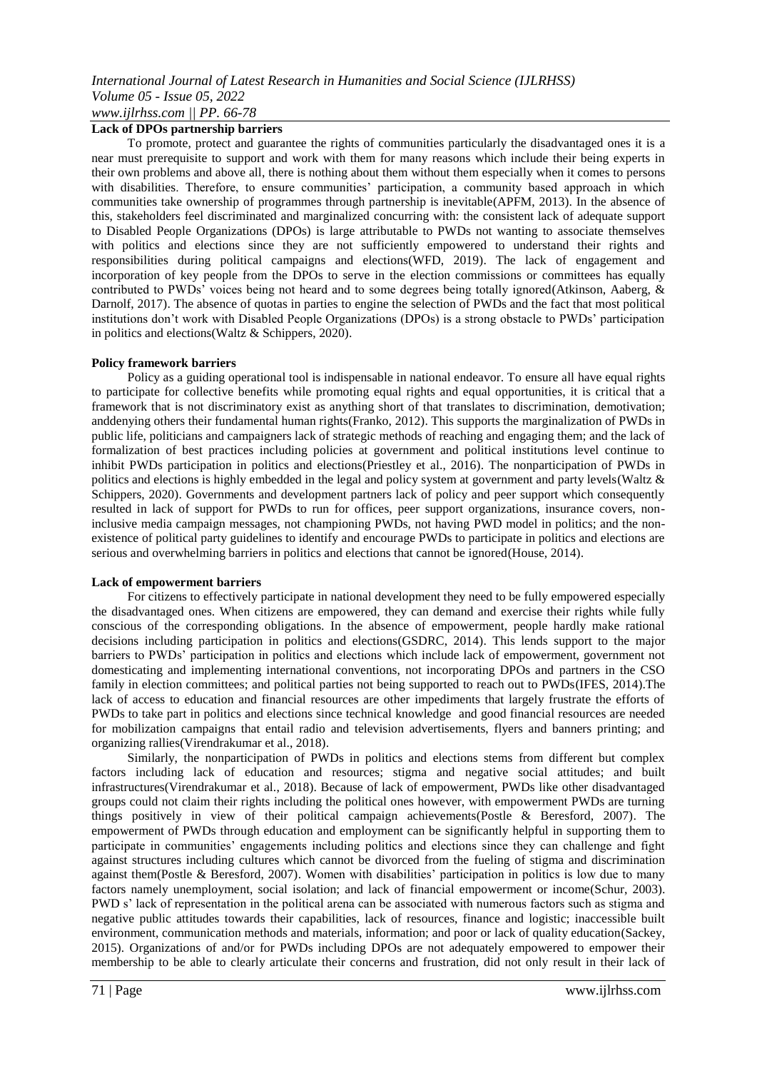**Lack of DPOs partnership barriers**

To promote, protect and guarantee the rights of communities particularly the disadvantaged ones it is a near must prerequisite to support and work with them for many reasons which include their being experts in their own problems and above all, there is nothing about them without them especially when it comes to persons with disabilities. Therefore, to ensure communities' participation, a community based approach in which communities take ownership of programmes through partnership is inevitable(APFM, 2013). In the absence of this, stakeholders feel discriminated and marginalized concurring with: the consistent lack of adequate support to Disabled People Organizations (DPOs) is large attributable to PWDs not wanting to associate themselves with politics and elections since they are not sufficiently empowered to understand their rights and responsibilities during political campaigns and elections(WFD, 2019). The lack of engagement and incorporation of key people from the DPOs to serve in the election commissions or committees has equally contributed to PWDs' voices being not heard and to some degrees being totally ignored(Atkinson, Aaberg, & Darnolf, 2017). The absence of quotas in parties to engine the selection of PWDs and the fact that most political institutions don't work with Disabled People Organizations (DPOs) is a strong obstacle to PWDs' participation in politics and elections(Waltz & Schippers, 2020).

**Policy framework barriers**

Policy as a guiding operational tool is indispensable in national endeavor. To ensure all have equal rights to participate for collective benefits while promoting equal rights and equal opportunities, it is critical that a framework that is not discriminatory exist as anything short of that translates to discrimination, demotivation; anddenying others their fundamental human rights(Franko, 2012). This supports the marginalization of PWDs in public life, politicians and campaigners lack of strategic methods of reaching and engaging them; and the lack of formalization of best practices including policies at government and political institutions level continue to inhibit PWDs participation in politics and elections(Priestley et al., 2016). The nonparticipation of PWDs in politics and elections is highly embedded in the legal and policy system at government and party levels(Waltz & Schippers, 2020). Governments and development partners lack of policy and peer support which consequently resulted in lack of support for PWDs to run for offices, peer support organizations, insurance covers, non-inclusive media campaign messages, not championing PWDs, not having PWD model in politics; and the non-existence of political party guidelines to identify and encourage PWDs to participate in politics and elections are serious and overwhelming barriers in politics and elections that cannot be ignored(House, 2014).

**Lack of empowerment barriers**

For citizens to effectively participate in national development they need to be fully empowered especially the disadvantaged ones. When citizens are empowered, they can demand and exercise their rights while fully conscious of the corresponding obligations. In the absence of empowerment, people hardly make rational decisions including participation in politics and elections(GSDRC, 2014). This lends support to the major barriers to PWDs' participation in politics and elections which include lack of empowerment, government not domesticating and implementing international conventions, not incorporating DPOs and partners in the CSO family in election committees; and political parties not being supported to reach out to PWDs(IFES, 2014).The lack of access to education and financial resources are other impediments that largely frustrate the efforts of PWDs to take part in politics and elections since technical knowledge and good financial resources are needed for mobilization campaigns that entail radio and television advertisements, flyers and banners printing; and organizing rallies(Virendrakumar et al., 2018).

Similarly, the nonparticipation of PWDs in politics and elections stems from different but complex factors including lack of education and resources; stigma and negative social attitudes; and built infrastructures(Virendrakumar et al., 2018). Because of lack of empowerment, PWDs like other disadvantaged groups could not claim their rights including the political ones however, with empowerment PWDs are turning things positively in view of their political campaign achievements(Postle & Beresford, 2007). The empowerment of PWDs through education and employment can be significantly helpful in supporting them to participate in communities' engagements including politics and elections since they can challenge and fight against structures including cultures which cannot be divorced from the fueling of stigma and discrimination against them(Postle & Beresford, 2007). Women with disabilities' participation in politics is low due to many factors namely unemployment, social isolation; and lack of financial empowerment or income(Schur, 2003). PWD s' lack of representation in the political arena can be associated with numerous factors such as stigma and negative public attitudes towards their capabilities, lack of resources, finance and logistic; inaccessible built environment, communication methods and materials, information; and poor or lack of quality education(Sackey, 2015). Organizations of and/or for PWDs including DPOs are not adequately empowered to empower their membership to be able to clearly articulate their concerns and frustration, did not only result in their lack of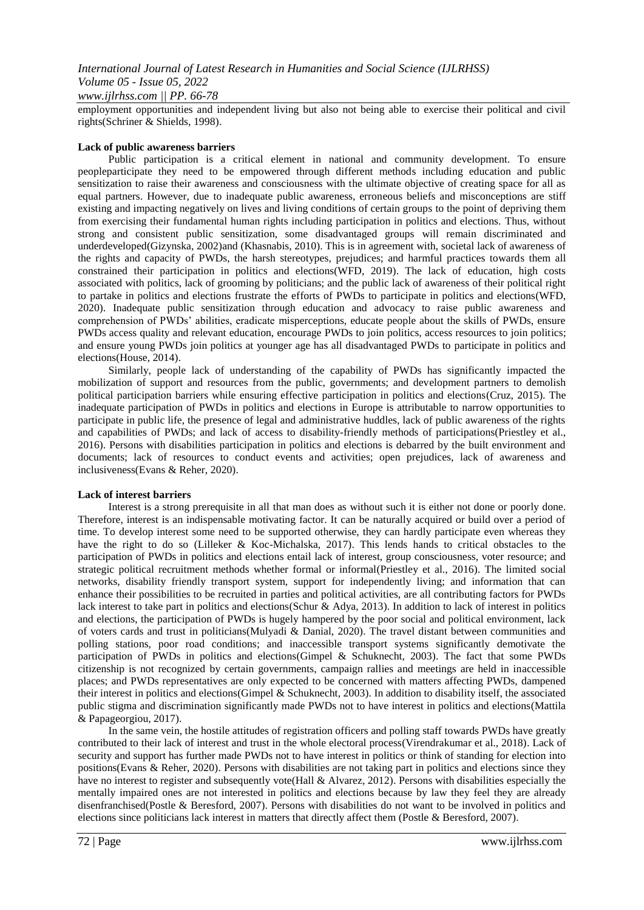employment opportunities and independent living but also not being able to exercise their political and civil rights(Schriner & Shields, 1998).

**Lack of public awareness barriers**

Public participation is a critical element in national and community development. To ensure peopleparticipate they need to be empowered through different methods including education and public sensitization to raise their awareness and consciousness with the ultimate objective of creating space for all as equal partners. However, due to inadequate public awareness, erroneous beliefs and misconceptions are stiff existing and impacting negatively on lives and living conditions of certain groups to the point of depriving them from exercising their fundamental human rights including participation in politics and elections. Thus, without strong and consistent public sensitization, some disadvantaged groups will remain discriminated and underdeveloped(Gizynska, 2002)and (Khasnabis, 2010). This is in agreement with, societal lack of awareness of the rights and capacity of PWDs, the harsh stereotypes, prejudices; and harmful practices towards them all constrained their participation in politics and elections(WFD, 2019). The lack of education, high costs associated with politics, lack of grooming by politicians; and the public lack of awareness of their political right to partake in politics and elections frustrate the efforts of PWDs to participate in politics and elections(WFD, 2020). Inadequate public sensitization through education and advocacy to raise public awareness and comprehension of PWDs' abilities, eradicate misperceptions, educate people about the skills of PWDs, ensure PWDs access quality and relevant education, encourage PWDs to join politics, access resources to join politics; and ensure young PWDs join politics at younger age has all disadvantaged PWDs to participate in politics and elections(House, 2014).

Similarly, people lack of understanding of the capability of PWDs has significantly impacted the mobilization of support and resources from the public, governments; and development partners to demolish political participation barriers while ensuring effective participation in politics and elections(Cruz, 2015). The inadequate participation of PWDs in politics and elections in Europe is attributable to narrow opportunities to participate in public life, the presence of legal and administrative huddles, lack of public awareness of the rights and capabilities of PWDs; and lack of access to disability-friendly methods of participations(Priestley et al., 2016). Persons with disabilities participation in politics and elections is debarred by the built environment and documents; lack of resources to conduct events and activities; open prejudices, lack of awareness and inclusiveness(Evans & Reher, 2020).

**Lack of interest barriers**

Interest is a strong prerequisite in all that man does as without such it is either not done or poorly done. Therefore, interest is an indispensable motivating factor. It can be naturally acquired or build over a period of time. To develop interest some need to be supported otherwise, they can hardly participate even whereas they have the right to do so (Lilleker & Koc-Michalska, 2017). This lends hands to critical obstacles to the participation of PWDs in politics and elections entail lack of interest, group consciousness, voter resource; and strategic political recruitment methods whether formal or informal(Priestley et al., 2016). The limited social networks, disability friendly transport system, support for independently living; and information that can enhance their possibilities to be recruited in parties and political activities, are all contributing factors for PWDs lack interest to take part in politics and elections(Schur & Adya, 2013). In addition to lack of interest in politics and elections, the participation of PWDs is hugely hampered by the poor social and political environment, lack of voters cards and trust in politicians(Mulyadi & Danial, 2020). The travel distant between communities and polling stations, poor road conditions; and inaccessible transport systems significantly demotivate the participation of PWDs in politics and elections(Gimpel & Schuknecht, 2003). The fact that some PWDs citizenship is not recognized by certain governments, campaign rallies and meetings are held in inaccessible places; and PWDs representatives are only expected to be concerned with matters affecting PWDs, dampened their interest in politics and elections(Gimpel & Schuknecht, 2003). In addition to disability itself, the associated public stigma and discrimination significantly made PWDs not to have interest in politics and elections(Mattila & Papageorgiou, 2017).

In the same vein, the hostile attitudes of registration officers and polling staff towards PWDs have greatly contributed to their lack of interest and trust in the whole electoral process(Virendrakumar et al., 2018). Lack of security and support has further made PWDs not to have interest in politics or think of standing for election into positions(Evans & Reher, 2020). Persons with disabilities are not taking part in politics and elections since they have no interest to register and subsequently vote(Hall & Alvarez, 2012). Persons with disabilities especially the mentally impaired ones are not interested in politics and elections because by law they feel they are already disenfranchised(Postle & Beresford, 2007). Persons with disabilities do not want to be involved in politics and elections since politicians lack interest in matters that directly affect them (Postle & Beresford, 2007).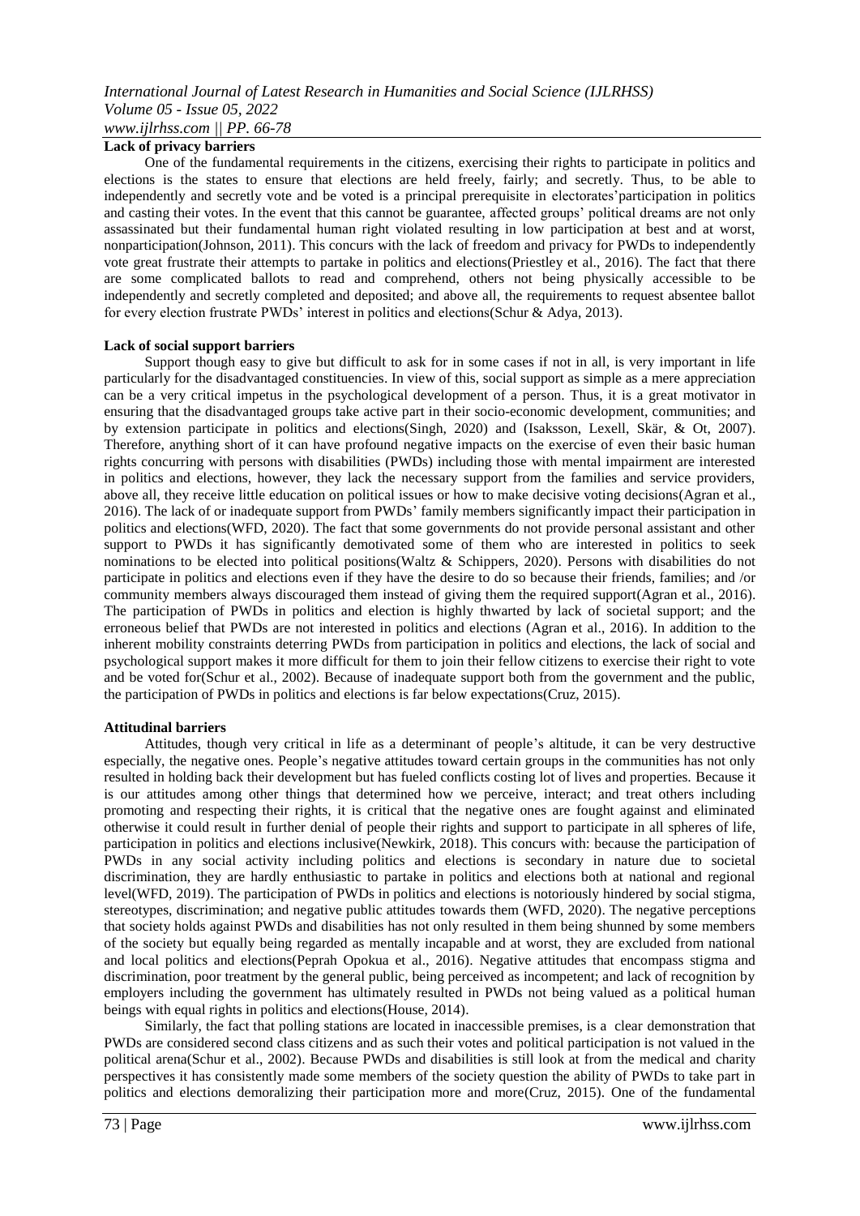**Lack of privacy barriers**

One of the fundamental requirements in the citizens, exercising their rights to participate in politics and elections is the states to ensure that elections are held freely, fairly; and secretly. Thus, to be able to independently and secretly vote and be voted is a principal prerequisite in electorates'participation in politics and casting their votes. In the event that this cannot be guarantee, affected groups' political dreams are not only assassinated but their fundamental human right violated resulting in low participation at best and at worst, nonparticipation(Johnson, 2011). This concurs with the lack of freedom and privacy for PWDs to independently vote great frustrate their attempts to partake in politics and elections(Priestley et al., 2016). The fact that there are some complicated ballots to read and comprehend, others not being physically accessible to be independently and secretly completed and deposited; and above all, the requirements to request absentee ballot for every election frustrate PWDs' interest in politics and elections(Schur & Adya, 2013).

**Lack of social support barriers**

Support though easy to give but difficult to ask for in some cases if not in all, is very important in life particularly for the disadvantaged constituencies. In view of this, social support as simple as a mere appreciation can be a very critical impetus in the psychological development of a person. Thus, it is a great motivator in ensuring that the disadvantaged groups take active part in their socio-economic development, communities; and by extension participate in politics and elections(Singh, 2020) and (Isaksson, Lexell, Skär, & Ot, 2007). Therefore, anything short of it can have profound negative impacts on the exercise of even their basic human rights concurring with persons with disabilities (PWDs) including those with mental impairment are interested in politics and elections, however, they lack the necessary support from the families and service providers, above all, they receive little education on political issues or how to make decisive voting decisions(Agran et al., 2016). The lack of or inadequate support from PWDs' family members significantly impact their participation in politics and elections(WFD, 2020). The fact that some governments do not provide personal assistant and other support to PWDs it has significantly demotivated some of them who are interested in politics to seek nominations to be elected into political positions(Waltz & Schippers, 2020). Persons with disabilities do not participate in politics and elections even if they have the desire to do so because their friends, families; and /or community members always discouraged them instead of giving them the required support(Agran et al., 2016). The participation of PWDs in politics and election is highly thwarted by lack of societal support; and the erroneous belief that PWDs are not interested in politics and elections (Agran et al., 2016). In addition to the inherent mobility constraints deterring PWDs from participation in politics and elections, the lack of social and psychological support makes it more difficult for them to join their fellow citizens to exercise their right to vote and be voted for(Schur et al., 2002). Because of inadequate support both from the government and the public, the participation of PWDs in politics and elections is far below expectations(Cruz, 2015).

**Attitudinal barriers**

Attitudes, though very critical in life as a determinant of people's altitude, it can be very destructive especially, the negative ones. People's negative attitudes toward certain groups in the communities has not only resulted in holding back their development but has fueled conflicts costing lot of lives and properties. Because it is our attitudes among other things that determined how we perceive, interact; and treat others including promoting and respecting their rights, it is critical that the negative ones are fought against and eliminated otherwise it could result in further denial of people their rights and support to participate in all spheres of life, participation in politics and elections inclusive(Newkirk, 2018). This concurs with: because the participation of PWDs in any social activity including politics and elections is secondary in nature due to societal discrimination, they are hardly enthusiastic to partake in politics and elections both at national and regional level(WFD, 2019). The participation of PWDs in politics and elections is notoriously hindered by social stigma, stereotypes, discrimination; and negative public attitudes towards them (WFD, 2020). The negative perceptions that society holds against PWDs and disabilities has not only resulted in them being shunned by some members of the society but equally being regarded as mentally incapable and at worst, they are excluded from national and local politics and elections(Peprah Opokua et al., 2016). Negative attitudes that encompass stigma and discrimination, poor treatment by the general public, being perceived as incompetent; and lack of recognition by employers including the government has ultimately resulted in PWDs not being valued as a political human beings with equal rights in politics and elections(House, 2014).

Similarly, the fact that polling stations are located in inaccessible premises, is a clear demonstration that PWDs are considered second class citizens and as such their votes and political participation is not valued in the political arena(Schur et al., 2002). Because PWDs and disabilities is still look at from the medical and charity perspectives it has consistently made some members of the society question the ability of PWDs to take part in politics and elections demoralizing their participation more and more(Cruz, 2015). One of the fundamental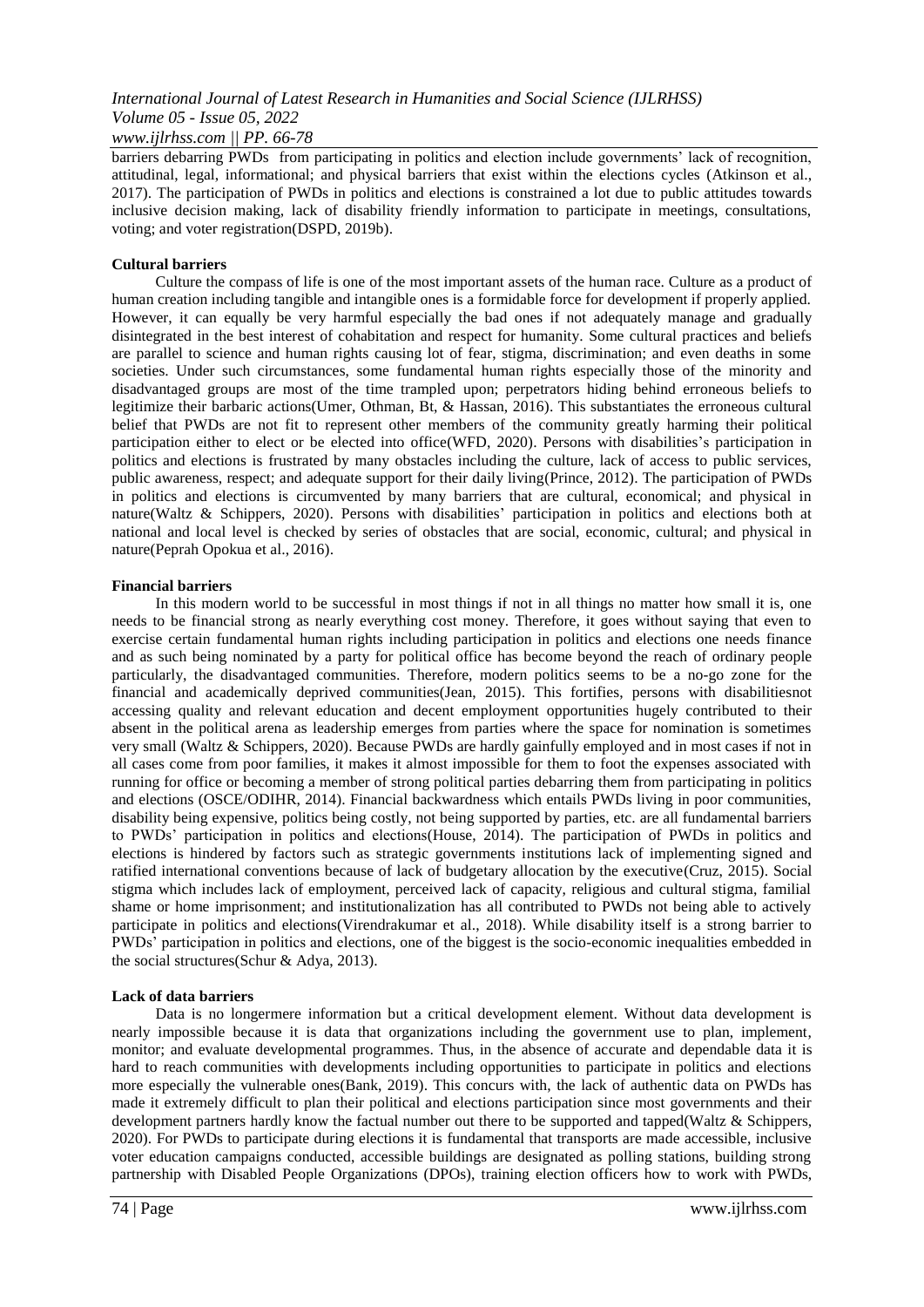barriers debarring PWDs from participating in politics and election include governments' lack of recognition, attitudinal, legal, informational; and physical barriers that exist within the elections cycles (Atkinson et al., 2017). The participation of PWDs in politics and elections is constrained a lot due to public attitudes towards inclusive decision making, lack of disability friendly information to participate in meetings, consultations, voting; and voter registration(DSPD, 2019b).

**Cultural barriers**

Culture the compass of life is one of the most important assets of the human race. Culture as a product of human creation including tangible and intangible ones is a formidable force for development if properly applied. However, it can equally be very harmful especially the bad ones if not adequately manage and gradually disintegrated in the best interest of cohabitation and respect for humanity. Some cultural practices and beliefs are parallel to science and human rights causing lot of fear, stigma, discrimination; and even deaths in some societies. Under such circumstances, some fundamental human rights especially those of the minority and disadvantaged groups are most of the time trampled upon; perpetrators hiding behind erroneous beliefs to legitimize their barbaric actions(Umer, Othman, Bt, & Hassan, 2016). This substantiates the erroneous cultural belief that PWDs are not fit to represent other members of the community greatly harming their political participation either to elect or be elected into office(WFD, 2020). Persons with disabilities's participation in politics and elections is frustrated by many obstacles including the culture, lack of access to public services, public awareness, respect; and adequate support for their daily living(Prince, 2012). The participation of PWDs in politics and elections is circumvented by many barriers that are cultural, economical; and physical in nature(Waltz & Schippers, 2020). Persons with disabilities' participation in politics and elections both at national and local level is checked by series of obstacles that are social, economic, cultural; and physical in nature(Peprah Opokua et al., 2016).

**Financial barriers**

In this modern world to be successful in most things if not in all things no matter how small it is, one needs to be financial strong as nearly everything cost money. Therefore, it goes without saying that even to exercise certain fundamental human rights including participation in politics and elections one needs finance and as such being nominated by a party for political office has become beyond the reach of ordinary people particularly, the disadvantaged communities. Therefore, modern politics seems to be a no-go zone for the financial and academically deprived communities(Jean, 2015). This fortifies, persons with disabilitiesnot accessing quality and relevant education and decent employment opportunities hugely contributed to their absent in the political arena as leadership emerges from parties where the space for nomination is sometimes very small (Waltz & Schippers, 2020). Because PWDs are hardly gainfully employed and in most cases if not in all cases come from poor families, it makes it almost impossible for them to foot the expenses associated with running for office or becoming a member of strong political parties debarring them from participating in politics and elections (OSCE/ODIHR, 2014). Financial backwardness which entails PWDs living in poor communities, disability being expensive, politics being costly, not being supported by parties, etc. are all fundamental barriers to PWDs' participation in politics and elections(House, 2014). The participation of PWDs in politics and elections is hindered by factors such as strategic governments institutions lack of implementing signed and ratified international conventions because of lack of budgetary allocation by the executive(Cruz, 2015). Social stigma which includes lack of employment, perceived lack of capacity, religious and cultural stigma, familial shame or home imprisonment; and institutionalization has all contributed to PWDs not being able to actively participate in politics and elections(Virendrakumar et al., 2018). While disability itself is a strong barrier to PWDs' participation in politics and elections, one of the biggest is the socio-economic inequalities embedded in the social structures(Schur & Adya, 2013).

**Lack of data barriers**

Data is no longermere information but a critical development element. Without data development is nearly impossible because it is data that organizations including the government use to plan, implement, monitor; and evaluate developmental programmes. Thus, in the absence of accurate and dependable data it is hard to reach communities with developments including opportunities to participate in politics and elections more especially the vulnerable ones(Bank, 2019). This concurs with, the lack of authentic data on PWDs has made it extremely difficult to plan their political and elections participation since most governments and their development partners hardly know the factual number out there to be supported and tapped(Waltz & Schippers, 2020). For PWDs to participate during elections it is fundamental that transports are made accessible, inclusive voter education campaigns conducted, accessible buildings are designated as polling stations, building strong partnership with Disabled People Organizations (DPOs), training election officers how to work with PWDs,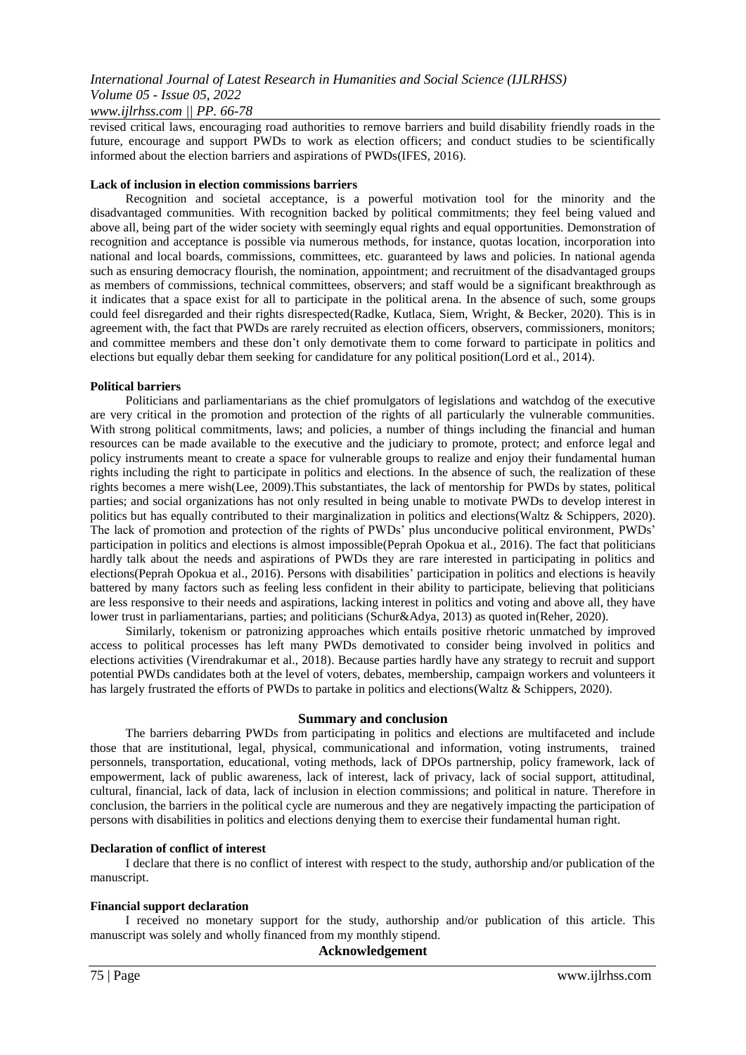revised critical laws, encouraging road authorities to remove barriers and build disability friendly roads in the future, encourage and support PWDs to work as election officers; and conduct studies to be scientifically informed about the election barriers and aspirations of PWDs(IFES, 2016).

**Lack of inclusion in election commissions barriers**

Recognition and societal acceptance, is a powerful motivation tool for the minority and the disadvantaged communities. With recognition backed by political commitments; they feel being valued and above all, being part of the wider society with seemingly equal rights and equal opportunities. Demonstration of recognition and acceptance is possible via numerous methods, for instance, quotas location, incorporation into national and local boards, commissions, committees, etc. guaranteed by laws and policies. In national agenda such as ensuring democracy flourish, the nomination, appointment; and recruitment of the disadvantaged groups as members of commissions, technical committees, observers; and staff would be a significant breakthrough as it indicates that a space exist for all to participate in the political arena. In the absence of such, some groups could feel disregarded and their rights disrespected(Radke, Kutlaca, Siem, Wright, & Becker, 2020). This is in agreement with, the fact that PWDs are rarely recruited as election officers, observers, commissioners, monitors; and committee members and these don't only demotivate them to come forward to participate in politics and elections but equally debar them seeking for candidature for any political position(Lord et al., 2014).

**Political barriers**

Politicians and parliamentarians as the chief promulgators of legislations and watchdog of the executive are very critical in the promotion and protection of the rights of all particularly the vulnerable communities. With strong political commitments, laws; and policies, a number of things including the financial and human resources can be made available to the executive and the judiciary to promote, protect; and enforce legal and policy instruments meant to create a space for vulnerable groups to realize and enjoy their fundamental human rights including the right to participate in politics and elections. In the absence of such, the realization of these rights becomes a mere wish(Lee, 2009).This substantiates, the lack of mentorship for PWDs by states, political parties; and social organizations has not only resulted in being unable to motivate PWDs to develop interest in politics but has equally contributed to their marginalization in politics and elections(Waltz & Schippers, 2020). The lack of promotion and protection of the rights of PWDs' plus unconducive political environment, PWDs' participation in politics and elections is almost impossible(Peprah Opokua et al., 2016). The fact that politicians hardly talk about the needs and aspirations of PWDs they are rare interested in participating in politics and elections(Peprah Opokua et al., 2016). Persons with disabilities' participation in politics and elections is heavily battered by many factors such as feeling less confident in their ability to participate, believing that politicians are less responsive to their needs and aspirations, lacking interest in politics and voting and above all, they have lower trust in parliamentarians, parties; and politicians (Schur&Adya, 2013) as quoted in(Reher, 2020).

Similarly, tokenism or patronizing approaches which entails positive rhetoric unmatched by improved access to political processes has left many PWDs demotivated to consider being involved in politics and elections activities (Virendrakumar et al., 2018). Because parties hardly have any strategy to recruit and support potential PWDs candidates both at the level of voters, debates, membership, campaign workers and volunteers it has largely frustrated the efforts of PWDs to partake in politics and elections(Waltz & Schippers, 2020).

## Summary and conclusion

The barriers debarring PWDs from participating in politics and elections are multifaceted and include those that are institutional, legal, physical, communicational and information, voting instruments, trained personnels, transportation, educational, voting methods, lack of DPOs partnership, policy framework, lack of empowerment, lack of public awareness, lack of interest, lack of privacy, lack of social support, attitudinal, cultural, financial, lack of data, lack of inclusion in election commissions; and political in nature. Therefore in conclusion, the barriers in the political cycle are numerous and they are negatively impacting the participation of persons with disabilities in politics and elections denying them to exercise their fundamental human right.

**Declaration of conflict of interest**

I declare that there is no conflict of interest with respect to the study, authorship and/or publication of the manuscript.

**Financial support declaration**

I received no monetary support for the study, authorship and/or publication of this article. This manuscript was solely and wholly financed from my monthly stipend.

## Acknowledgement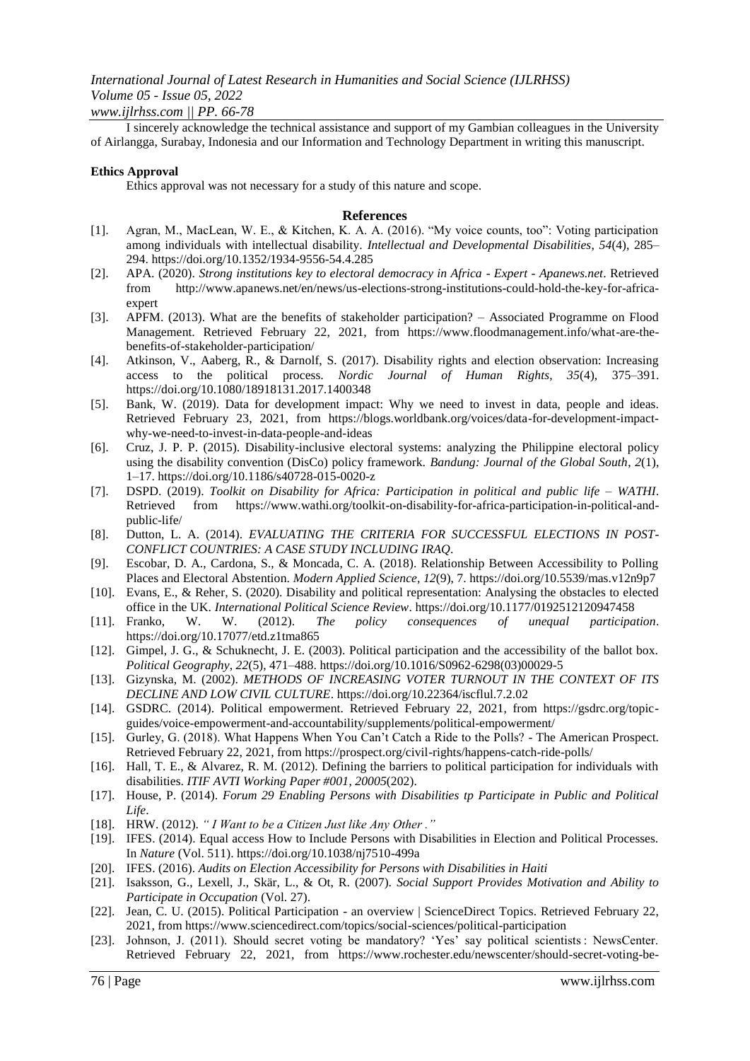I sincerely acknowledge the technical assistance and support of my Gambian colleagues in the University of Airlangga, Surabay, Indonesia and our Information and Technology Department in writing this manuscript.

**Ethics Approval**

Ethics approval was not necessary for a study of this nature and scope.

## References

[1]. Agran, M., MacLean, W. E., & Kitchen, K. A. A. (2016). "My voice counts, too": Voting participation among individuals with intellectual disability. *Intellectual and Developmental Disabilities*, *54*(4), 285–294. https://doi.org/10.1352/1934-9556-54.4.285

[2]. APA. (2020). *Strong institutions key to electoral democracy in Africa - Expert - Apanews.net*. Retrieved from http://www.apanews.net/en/news/us-elections-strong-institutions-could-hold-the-key-for-africa-expert

[3]. APFM. (2013). What are the benefits of stakeholder participation? – Associated Programme on Flood Management. Retrieved February 22, 2021, from https://www.floodmanagement.info/what-are-the-benefits-of-stakeholder-participation/

[4]. Atkinson, V., Aaberg, R., & Darnolf, S. (2017). Disability rights and election observation: Increasing access to the political process. *Nordic Journal of Human Rights*, *35*(4), 375–391. https://doi.org/10.1080/18918131.2017.1400348

[5]. Bank, W. (2019). Data for development impact: Why we need to invest in data, people and ideas. Retrieved February 23, 2021, from https://blogs.worldbank.org/voices/data-for-development-impact-why-we-need-to-invest-in-data-people-and-ideas

[6]. Cruz, J. P. P. (2015). Disability-inclusive electoral systems: analyzing the Philippine electoral policy using the disability convention (DisCo) policy framework. *Bandung: Journal of the Global South*, *2*(1), 1–17. https://doi.org/10.1186/s40728-015-0020-z

[7]. DSPD. (2019). *Toolkit on Disability for Africa: Participation in political and public life – WATHI*. Retrieved from https://www.wathi.org/toolkit-on-disability-for-africa-participation-in-political-and-public-life/

[8]. Dutton, L. A. (2014). *EVALUATING THE CRITERIA FOR SUCCESSFUL ELECTIONS IN POST-CONFLICT COUNTRIES: A CASE STUDY INCLUDING IRAQ*.

[9]. Escobar, D. A., Cardona, S., & Moncada, C. A. (2018). Relationship Between Accessibility to Polling Places and Electoral Abstention. *Modern Applied Science*, *12*(9), 7. https://doi.org/10.5539/mas.v12n9p7

[10]. Evans, E., & Reher, S. (2020). Disability and political representation: Analysing the obstacles to elected office in the UK. *International Political Science Review*. https://doi.org/10.1177/0192512120947458

[11]. Franko, W. W. (2012). *The policy consequences of unequal participation*. https://doi.org/10.17077/etd.z1tma865

[12]. Gimpel, J. G., & Schuknecht, J. E. (2003). Political participation and the accessibility of the ballot box. *Political Geography*, *22*(5), 471–488. https://doi.org/10.1016/S0962-6298(03)00029-5

[13]. Gizynska, M. (2002). *METHODS OF INCREASING VOTER TURNOUT IN THE CONTEXT OF ITS DECLINE AND LOW CIVIL CULTURE*. https://doi.org/10.22364/iscflul.7.2.02

[14]. GSDRC. (2014). Political empowerment. Retrieved February 22, 2021, from https://gsdrc.org/topic-guides/voice-empowerment-and-accountability/supplements/political-empowerment/

[15]. Gurley, G. (2018). What Happens When You Can't Catch a Ride to the Polls? - The American Prospect. Retrieved February 22, 2021, from https://prospect.org/civil-rights/happens-catch-ride-polls/

[16]. Hall, T. E., & Alvarez, R. M. (2012). Defining the barriers to political participation for individuals with disabilities. *ITIF AVTI Working Paper #001*, *20005*(202).

[17]. House, P. (2014). *Forum 29 Enabling Persons with Disabilities tp Participate in Public and Political Life*.

[18]. HRW. (2012). *" I Want to be a Citizen Just like Any Other ."*

[19]. IFES. (2014). Equal access How to Include Persons with Disabilities in Election and Political Processes. In *Nature* (Vol. 511). https://doi.org/10.1038/nj7510-499a

[20]. IFES. (2016). *Audits on Election Accessibility for Persons with Disabilities in Haiti*

[21]. Isaksson, G., Lexell, J., Skär, L., & Ot, R. (2007). *Social Support Provides Motivation and Ability to Participate in Occupation* (Vol. 27).

[22]. Jean, C. U. (2015). Political Participation - an overview | ScienceDirect Topics. Retrieved February 22, 2021, from https://www.sciencedirect.com/topics/social-sciences/political-participation

[23]. Johnson, J. (2011). Should secret voting be mandatory? 'Yes' say political scientists : NewsCenter. Retrieved February 22, 2021, from https://www.rochester.edu/newscenter/should-secret-voting-be-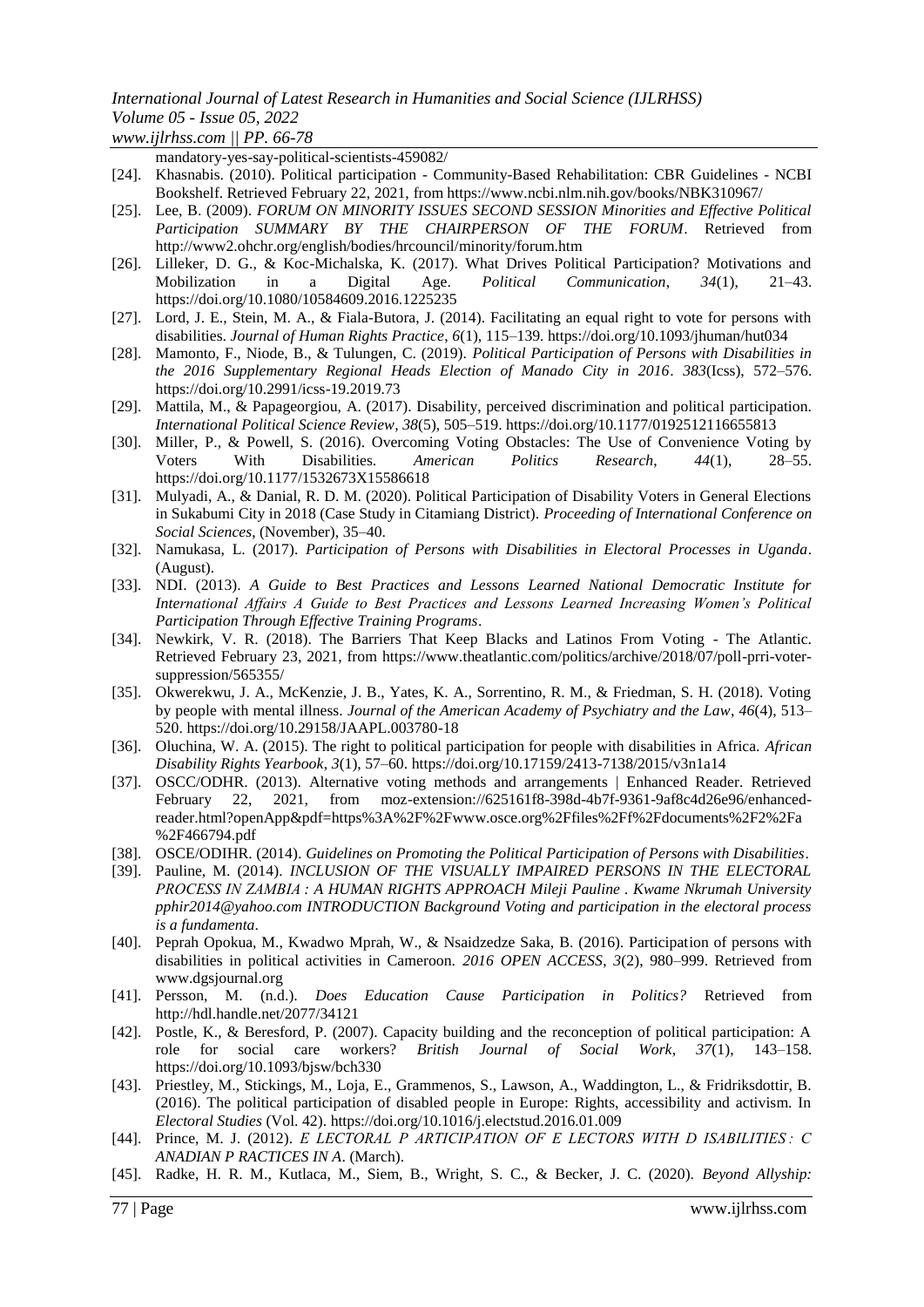mandatory-yes-say-political-scientists-459082/

[24]. Khasnabis. (2010). Political participation - Community-Based Rehabilitation: CBR Guidelines - NCBI Bookshelf. Retrieved February 22, 2021, from https://www.ncbi.nlm.nih.gov/books/NBK310967/

[25]. Lee, B. (2009). *FORUM ON MINORITY ISSUES SECOND SESSION Minorities and Effective Political Participation SUMMARY BY THE CHAIRPERSON OF THE FORUM*. Retrieved from http://www2.ohchr.org/english/bodies/hrcouncil/minority/forum.htm

[26]. Lilleker, D. G., & Koc-Michalska, K. (2017). What Drives Political Participation? Motivations and Mobilization in a Digital Age. *Political Communication*, *34*(1), 21–43. https://doi.org/10.1080/10584609.2016.1225235

[27]. Lord, J. E., Stein, M. A., & Fiala-Butora, J. (2014). Facilitating an equal right to vote for persons with disabilities. *Journal of Human Rights Practice*, *6*(1), 115–139. https://doi.org/10.1093/jhuman/hut034

[28]. Mamonto, F., Niode, B., & Tulungen, C. (2019). *Political Participation of Persons with Disabilities in the 2016 Supplementary Regional Heads Election of Manado City in 2016*. *383*(Icss), 572–576. https://doi.org/10.2991/icss-19.2019.73

[29]. Mattila, M., & Papageorgiou, A. (2017). Disability, perceived discrimination and political participation. *International Political Science Review*, *38*(5), 505–519. https://doi.org/10.1177/0192512116655813

[30]. Miller, P., & Powell, S. (2016). Overcoming Voting Obstacles: The Use of Convenience Voting by Voters With Disabilities. *American Politics Research*, *44*(1), 28–55. https://doi.org/10.1177/1532673X15586618

[31]. Mulyadi, A., & Danial, R. D. M. (2020). Political Participation of Disability Voters in General Elections in Sukabumi City in 2018 (Case Study in Citamiang District). *Proceeding of International Conference on Social Sciences*, (November), 35–40.

[32]. Namukasa, L. (2017). *Participation of Persons with Disabilities in Electoral Processes in Uganda*. (August).

[33]. NDI. (2013). *A Guide to Best Practices and Lessons Learned National Democratic Institute for International Affairs A Guide to Best Practices and Lessons Learned Increasing Women's Political Participation Through Effective Training Programs*.

[34]. Newkirk, V. R. (2018). The Barriers That Keep Blacks and Latinos From Voting - The Atlantic. Retrieved February 23, 2021, from https://www.theatlantic.com/politics/archive/2018/07/poll-prri-voter-suppression/565355/

[35]. Okwerekwu, J. A., McKenzie, J. B., Yates, K. A., Sorrentino, R. M., & Friedman, S. H. (2018). Voting by people with mental illness. *Journal of the American Academy of Psychiatry and the Law*, *46*(4), 513–520. https://doi.org/10.29158/JAAPL.003780-18

[36]. Oluchina, W. A. (2015). The right to political participation for people with disabilities in Africa. *African Disability Rights Yearbook*, *3*(1), 57–60. https://doi.org/10.17159/2413-7138/2015/v3n1a14

[37]. OSCC/ODHR. (2013). Alternative voting methods and arrangements | Enhanced Reader. Retrieved February 22, 2021, from moz-extension://625161f8-398d-4b7f-9361-9af8c4d26e96/enhanced-reader.html?openApp&pdf=https%3A%2F%2Fwww.osce.org%2Ffiles%2Ff%2Fdocuments%2F2%2Fa%2F466794.pdf

[38]. OSCE/ODIHR. (2014). *Guidelines on Promoting the Political Participation of Persons with Disabilities*.

[39]. Pauline, M. (2014). *INCLUSION OF THE VISUALLY IMPAIRED PERSONS IN THE ELECTORAL PROCESS IN ZAMBIA : A HUMAN RIGHTS APPROACH Mileji Pauline . Kwame Nkrumah University pphir2014@yahoo.com INTRODUCTION Background Voting and participation in the electoral process is a fundamenta*.

[40]. Peprah Opokua, M., Kwadwo Mprah, W., & Nsaidzedze Saka, B. (2016). Participation of persons with disabilities in political activities in Cameroon. *2016 OPEN ACCESS*, *3*(2), 980–999. Retrieved from www.dgsjournal.org

[41]. Persson, M. (n.d.). *Does Education Cause Participation in Politics?* Retrieved from http://hdl.handle.net/2077/34121

[42]. Postle, K., & Beresford, P. (2007). Capacity building and the reconception of political participation: A role for social care workers? *British Journal of Social Work*, *37*(1), 143–158. https://doi.org/10.1093/bjsw/bch330

[43]. Priestley, M., Stickings, M., Loja, E., Grammenos, S., Lawson, A., Waddington, L., & Fridriksdottir, B. (2016). The political participation of disabled people in Europe: Rights, accessibility and activism. In *Electoral Studies* (Vol. 42). https://doi.org/10.1016/j.electstud.2016.01.009

[44]. Prince, M. J. (2012). *E LECTORAL P ARTICIPATION OF E LECTORS WITH D ISABILITIES : C ANADIAN P RACTICES IN A*. (March).

[45]. Radke, H. R. M., Kutlaca, M., Siem, B., Wright, S. C., & Becker, J. C. (2020). *Beyond Allyship:*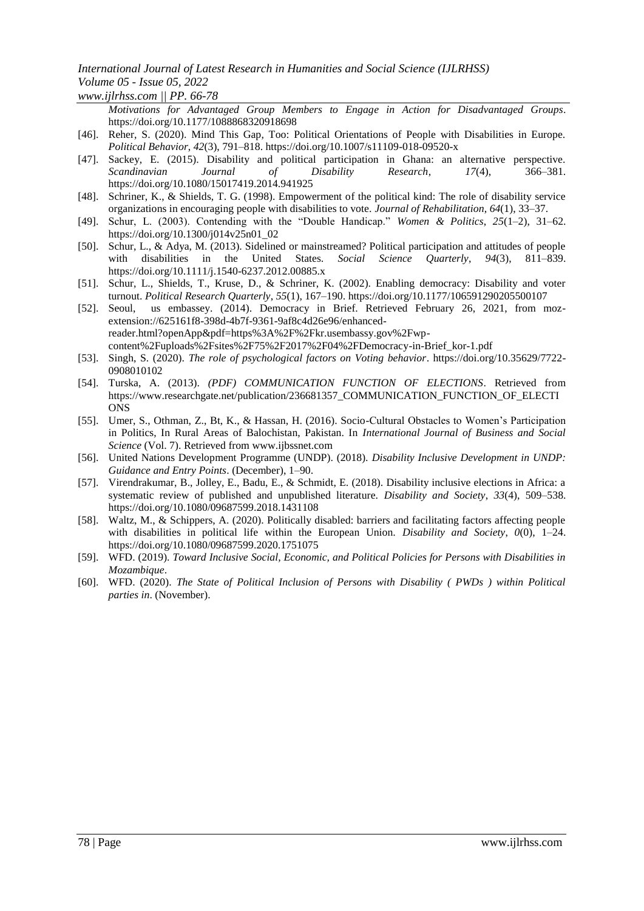*Motivations for Advantaged Group Members to Engage in Action for Disadvantaged Groups*. https://doi.org/10.1177/1088868320918698

[46]. Reher, S. (2020). Mind This Gap, Too: Political Orientations of People with Disabilities in Europe. *Political Behavior*, *42*(3), 791–818. https://doi.org/10.1007/s11109-018-09520-x

[47]. Sackey, E. (2015). Disability and political participation in Ghana: an alternative perspective. *Scandinavian Journal of Disability Research*, *17*(4), 366–381. https://doi.org/10.1080/15017419.2014.941925

[48]. Schriner, K., & Shields, T. G. (1998). Empowerment of the political kind: The role of disability service organizations in encouraging people with disabilities to vote. *Journal of Rehabilitation*, *64*(1), 33–37.

[49]. Schur, L. (2003). Contending with the "Double Handicap." *Women & Politics*, *25*(1–2), 31–62. https://doi.org/10.1300/j014v25n01_02

[50]. Schur, L., & Adya, M. (2013). Sidelined or mainstreamed? Political participation and attitudes of people with disabilities in the United States. *Social Science Quarterly*, *94*(3), 811–839. https://doi.org/10.1111/j.1540-6237.2012.00885.x

[51]. Schur, L., Shields, T., Kruse, D., & Schriner, K. (2002). Enabling democracy: Disability and voter turnout. *Political Research Quarterly*, *55*(1), 167–190. https://doi.org/10.1177/106591290205500107

[52]. Seoul, us embassy. (2014). Democracy in Brief. Retrieved February 26, 2021, from moz-extension://625161f8-398d-4b7f-9361-9af8c4d26e96/enhanced-reader.html?openApp&pdf=https%3A%2F%2Fkr.usembassy.gov%2Fwp-content%2Fuploads%2Fsites%2F75%2F2017%2F04%2FDemocracy-in-Brief_kor-1.pdf

[53]. Singh, S. (2020). *The role of psychological factors on Voting behavior*. https://doi.org/10.35629/7722-0908010102

[54]. Turska, A. (2013). *(PDF) COMMUNICATION FUNCTION OF ELECTIONS*. Retrieved from https://www.researchgate.net/publication/236681357_COMMUNICATION_FUNCTION_OF_ELECTIONS

[55]. Umer, S., Othman, Z., Bt, K., & Hassan, H. (2016). Socio-Cultural Obstacles to Women's Participation in Politics, In Rural Areas of Balochistan, Pakistan. In *International Journal of Business and Social Science* (Vol. 7). Retrieved from www.ijbssnet.com

[56]. United Nations Development Programme (UNDP). (2018). *Disability Inclusive Development in UNDP: Guidance and Entry Points*. (December), 1–90.

[57]. Virendrakumar, B., Jolley, E., Badu, E., & Schmidt, E. (2018). Disability inclusive elections in Africa: a systematic review of published and unpublished literature. *Disability and Society*, *33*(4), 509–538. https://doi.org/10.1080/09687599.2018.1431108

[58]. Waltz, M., & Schippers, A. (2020). Politically disabled: barriers and facilitating factors affecting people with disabilities in political life within the European Union. *Disability and Society*, *0*(0), 1–24. https://doi.org/10.1080/09687599.2020.1751075

[59]. WFD. (2019). *Toward Inclusive Social, Economic, and Political Policies for Persons with Disabilities in Mozambique*.

[60]. WFD. (2020). *The State of Political Inclusion of Persons with Disability ( PWDs ) within Political parties in*. (November).